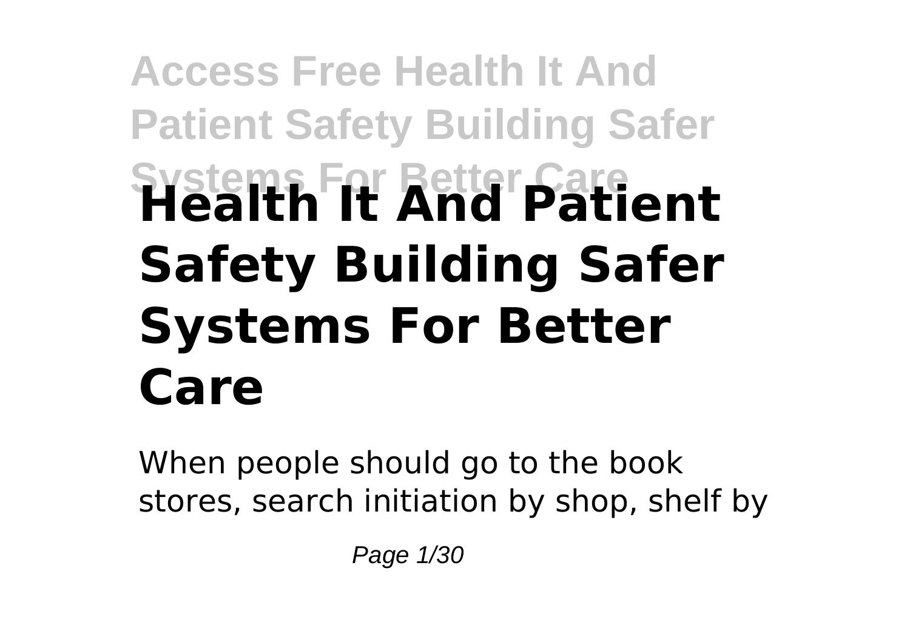# Health It And Patient Safety Building Safer Systems For Better Care

When people should go to the book stores, search initiation by shop, shelf by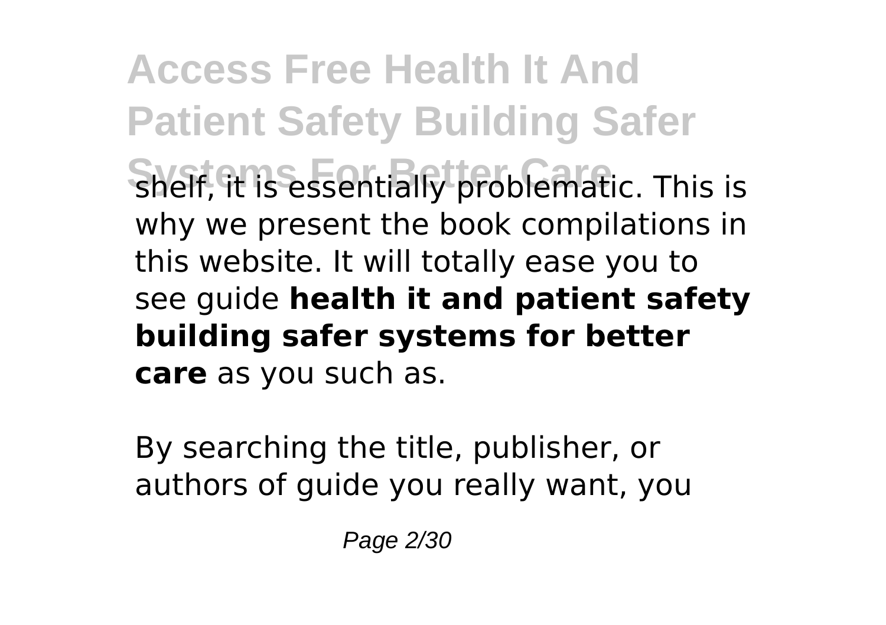shelf, it is essentially problematic. This is why we present the book compilations in this website. It will totally ease you to see guide **health it and patient safety building safer systems for better care** as you such as.

By searching the title, publisher, or authors of guide you really want, you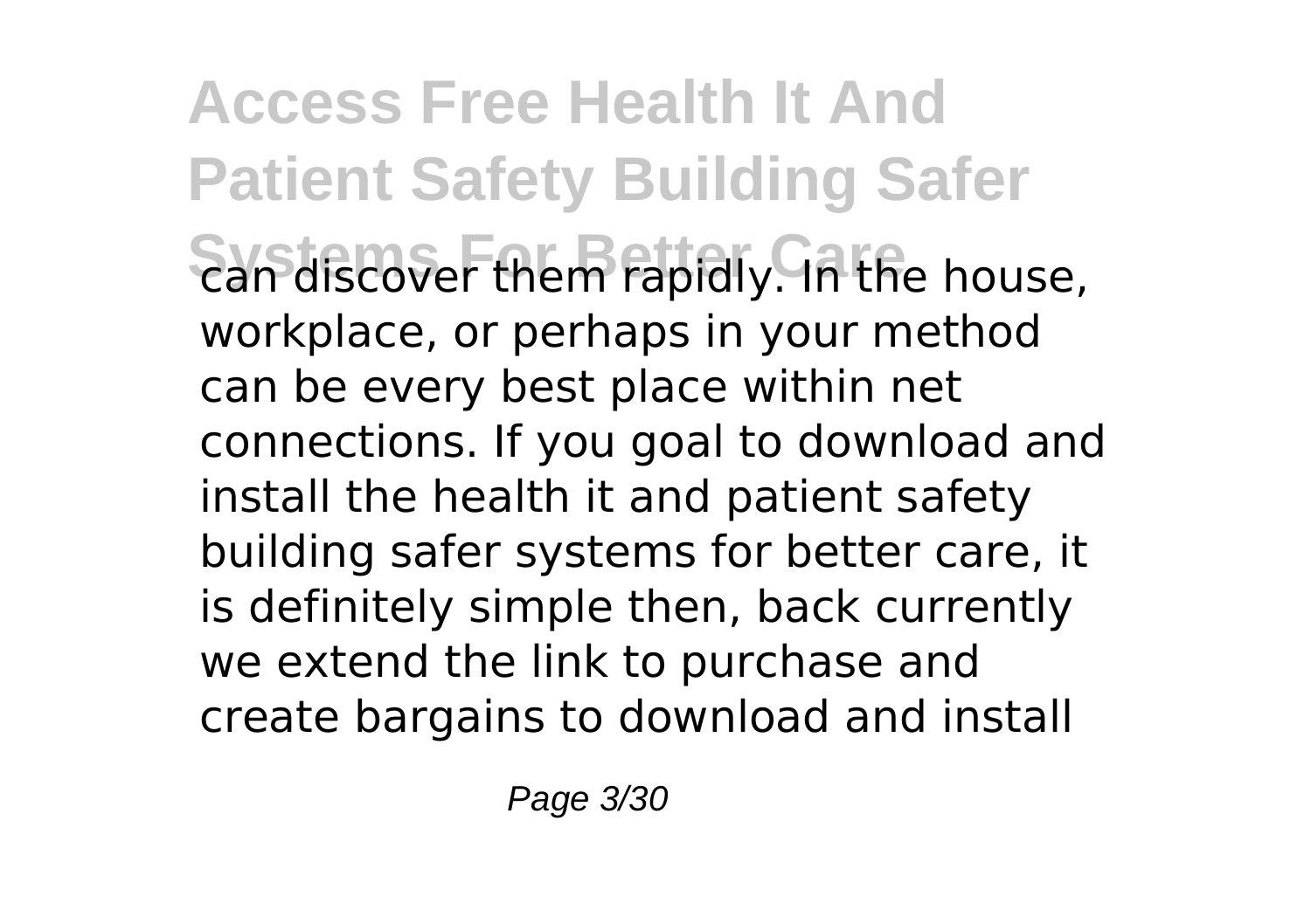can discover them rapidly. In the house, workplace, or perhaps in your method can be every best place within net connections. If you goal to download and install the health it and patient safety building safer systems for better care, it is definitely simple then, back currently we extend the link to purchase and create bargains to download and install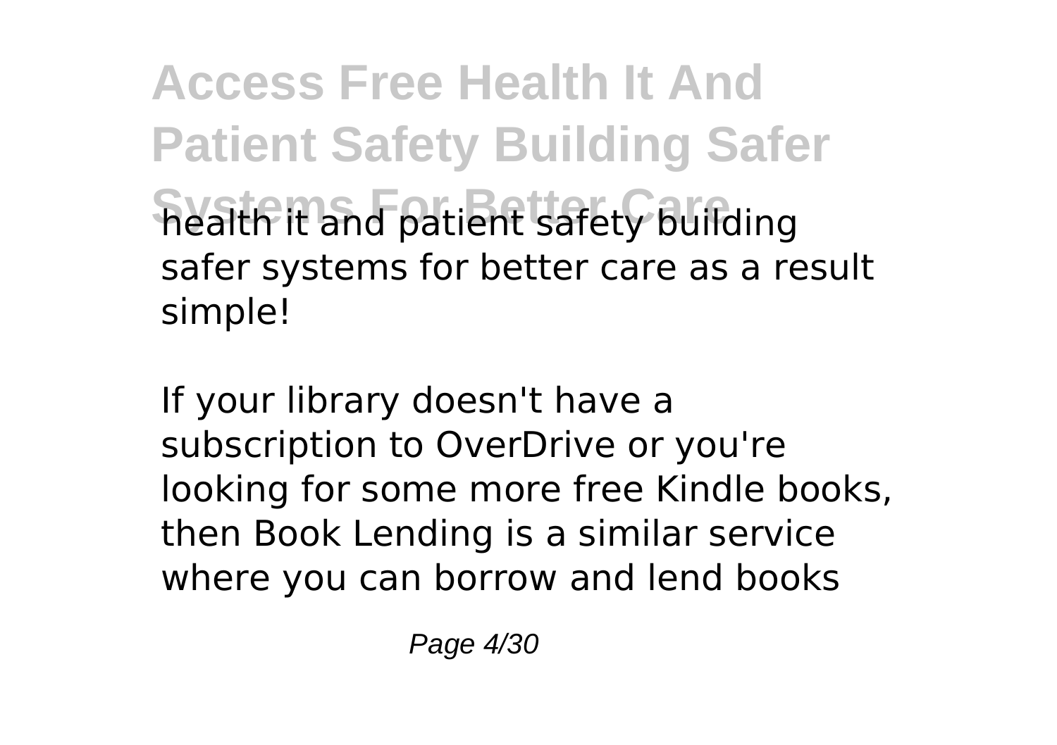health it and patient safety building safer systems for better care as a result simple!

If your library doesn't have a subscription to OverDrive or you're looking for some more free Kindle books, then Book Lending is a similar service where you can borrow and lend books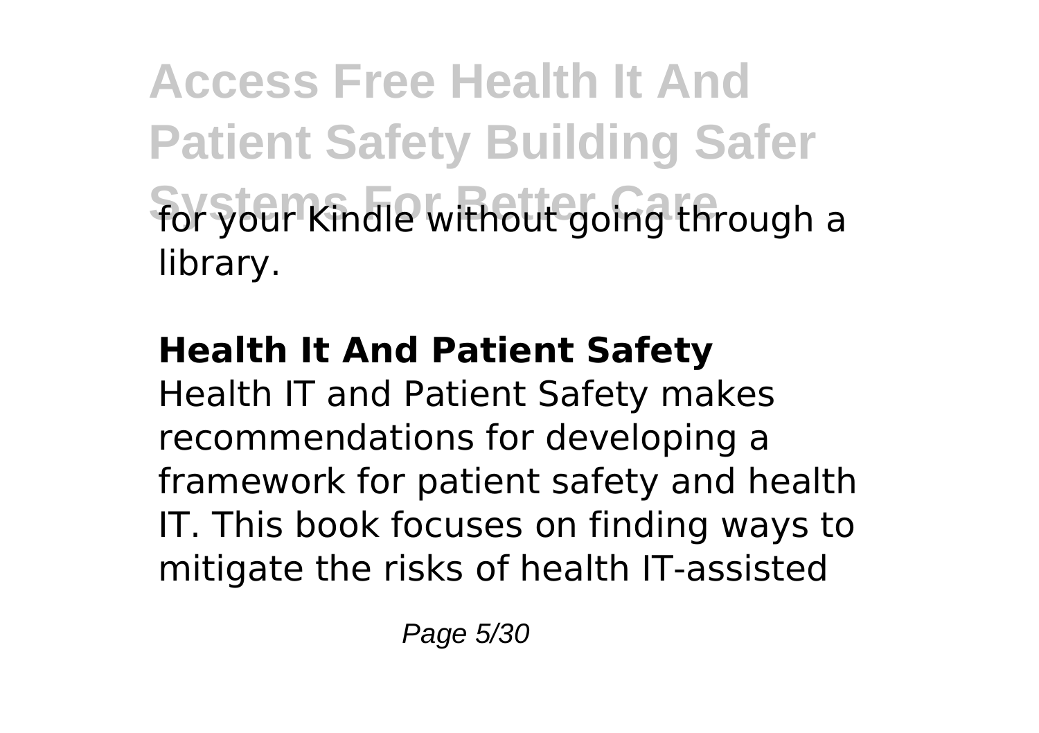for your Kindle without going through a library.

## Health It And Patient Safety

Health IT and Patient Safety makes recommendations for developing a framework for patient safety and health IT. This book focuses on finding ways to mitigate the risks of health IT-assisted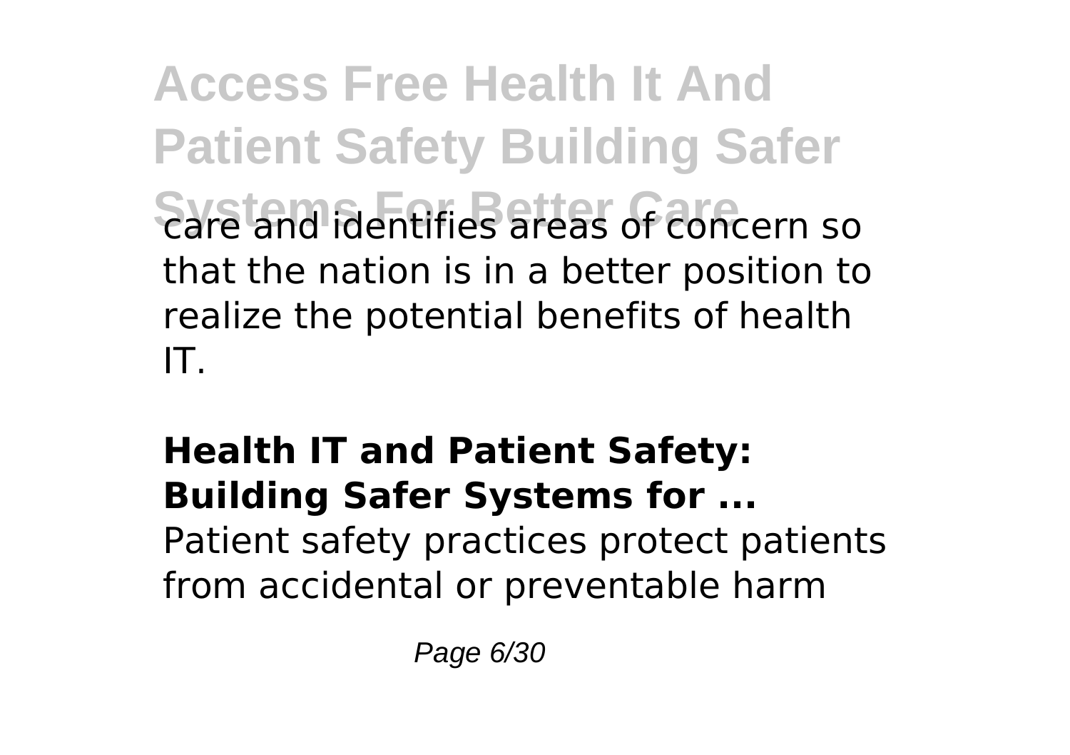care and identifies areas of concern so that the nation is in a better position to realize the potential benefits of health IT.

## Health IT and Patient Safety: Building Safer Systems for ...

Patient safety practices protect patients from accidental or preventable harm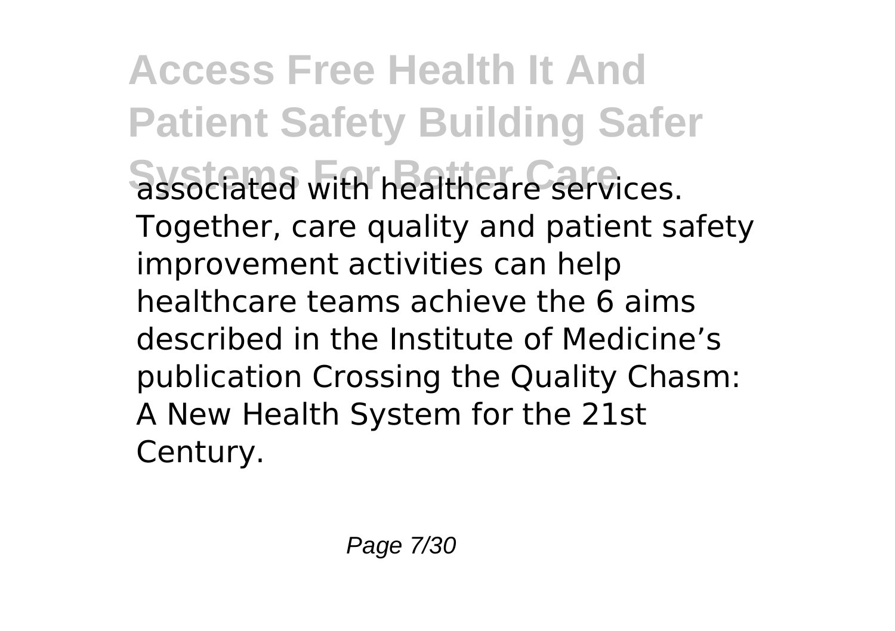associated with healthcare services. Together, care quality and patient safety improvement activities can help healthcare teams achieve the 6 aims described in the Institute of Medicine's publication Crossing the Quality Chasm: A New Health System for the 21st Century.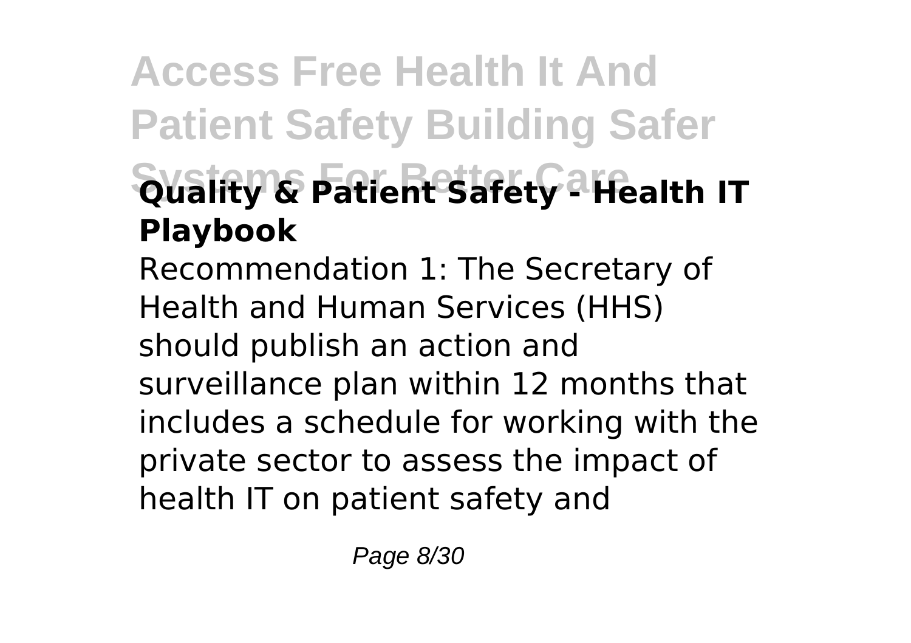## Quality & Patient Safety - Health IT Playbook

Recommendation 1: The Secretary of Health and Human Services (HHS) should publish an action and surveillance plan within 12 months that includes a schedule for working with the private sector to assess the impact of health IT on patient safety and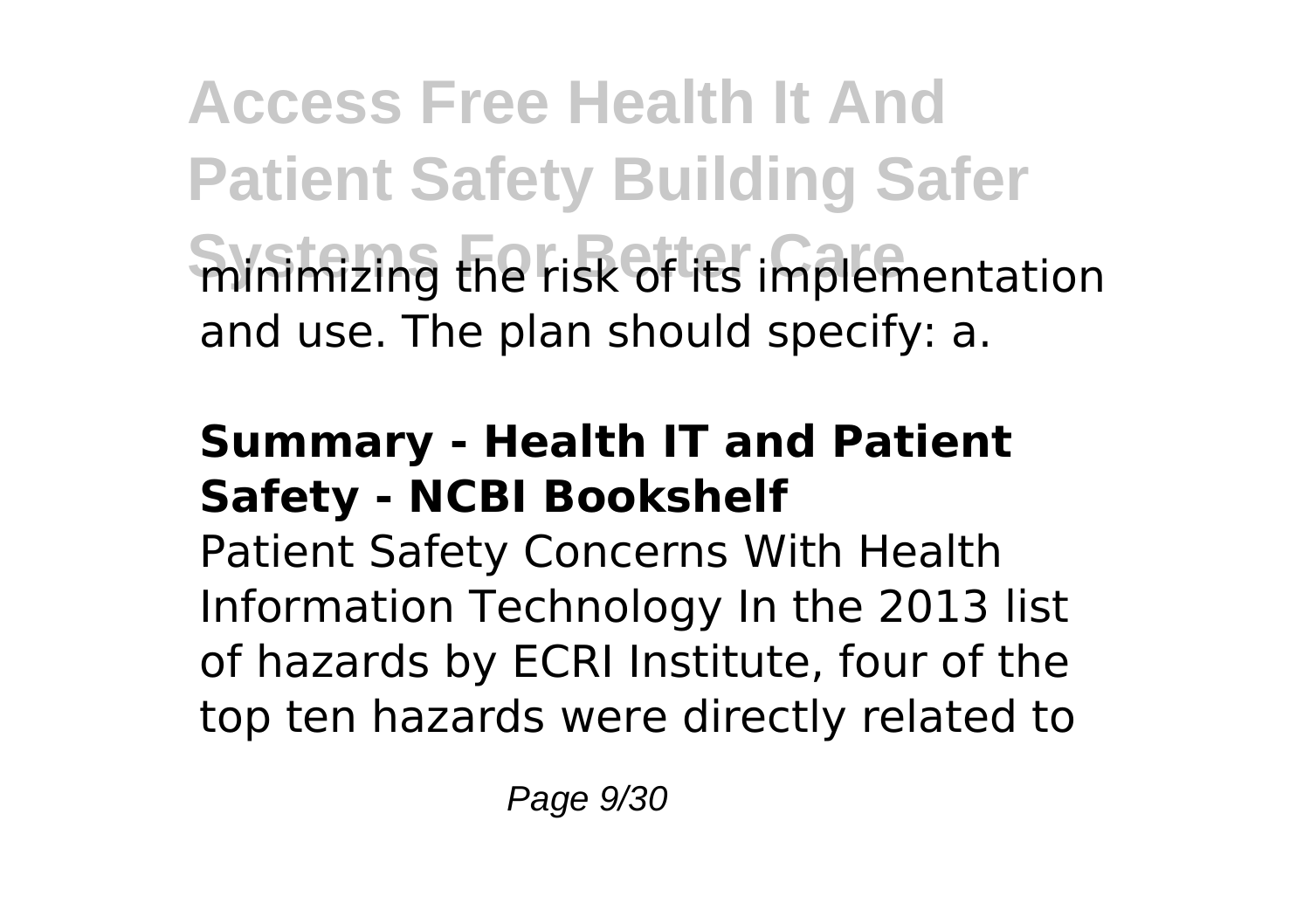minimizing the risk of its implementation and use. The plan should specify: a.

## Summary - Health IT and Patient Safety - NCBI Bookshelf

Patient Safety Concerns With Health Information Technology In the 2013 list of hazards by ECRI Institute, four of the top ten hazards were directly related to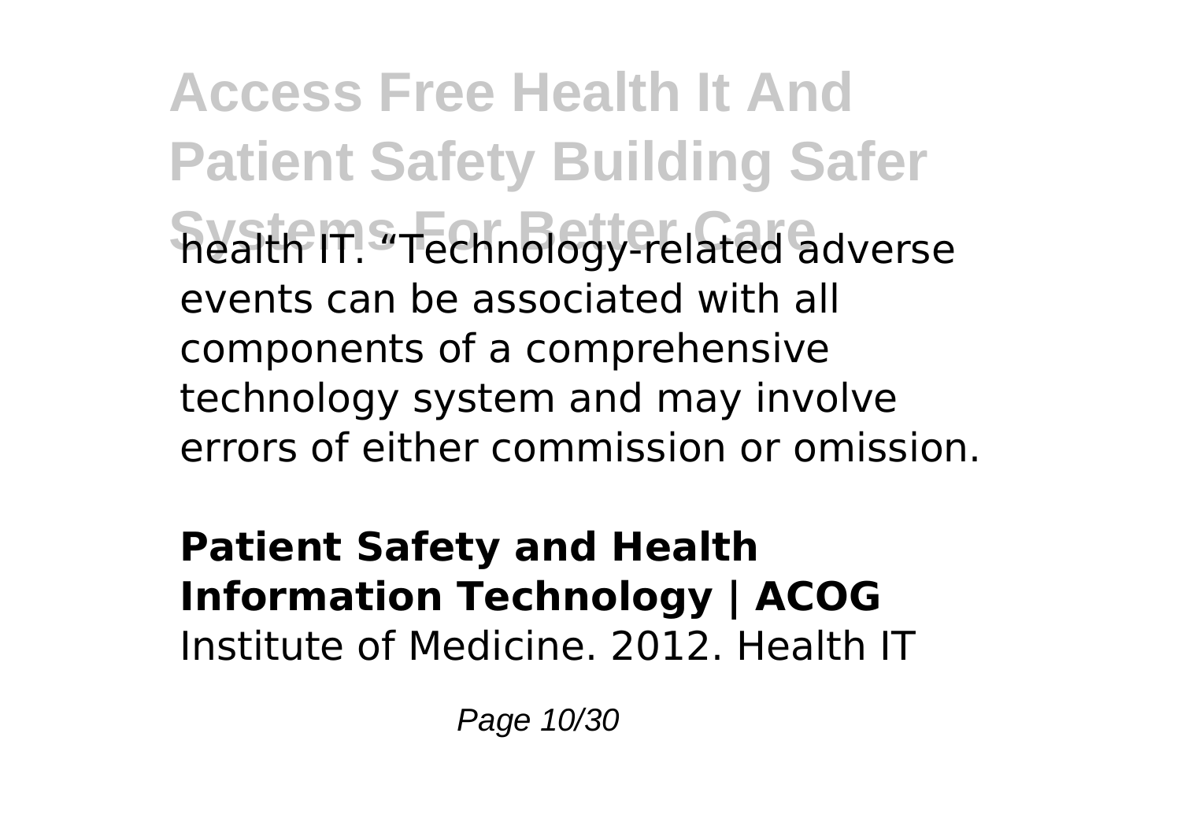health IT. "Technology-related adverse events can be associated with all components of a comprehensive technology system and may involve errors of either commission or omission.

**Patient Safety and Health Information Technology | ACOG**

Institute of Medicine. 2012. Health IT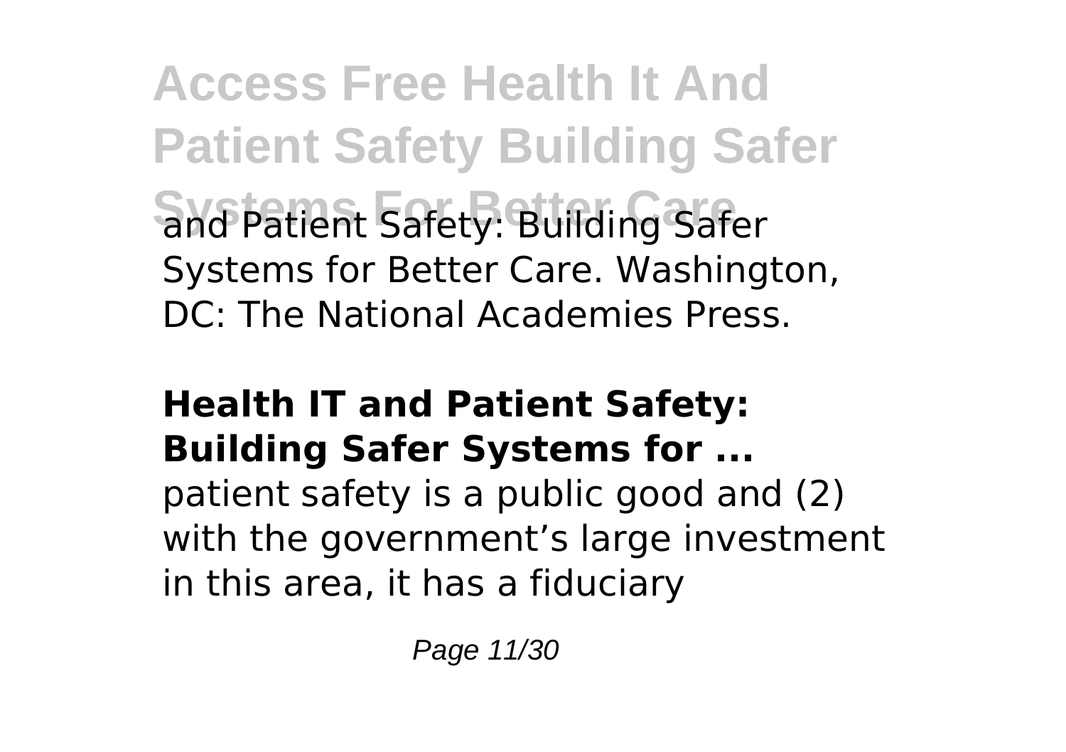and Patient Safety: Building Safer Systems for Better Care. Washington, DC: The National Academies Press.

**Health IT and Patient Safety: Building Safer Systems for ...**

patient safety is a public good and (2) with the government's large investment in this area, it has a fiduciary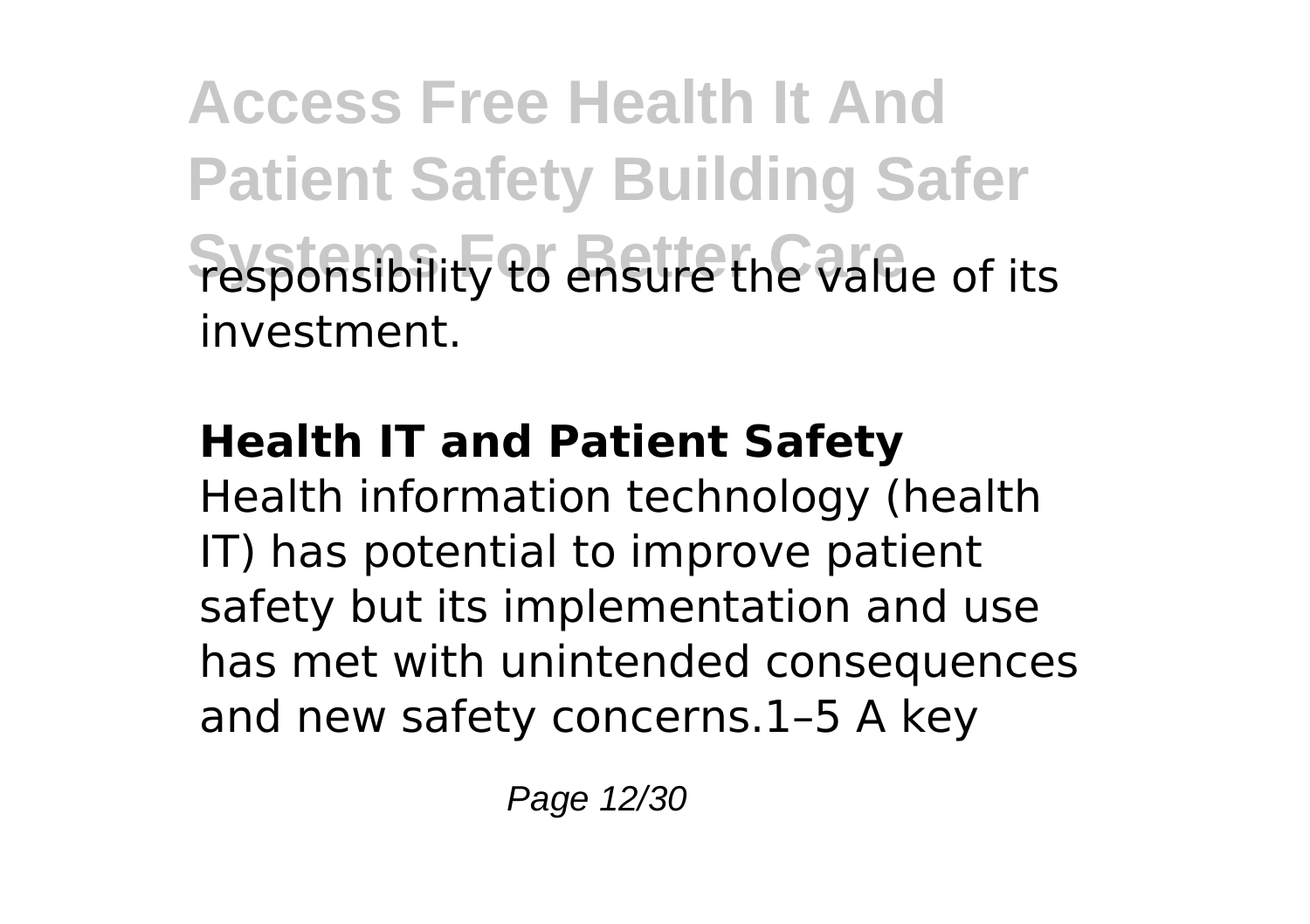responsibility to ensure the value of its investment.

**Health IT and Patient Safety**

Health information technology (health IT) has potential to improve patient safety but its implementation and use has met with unintended consequences and new safety concerns.1–5 A key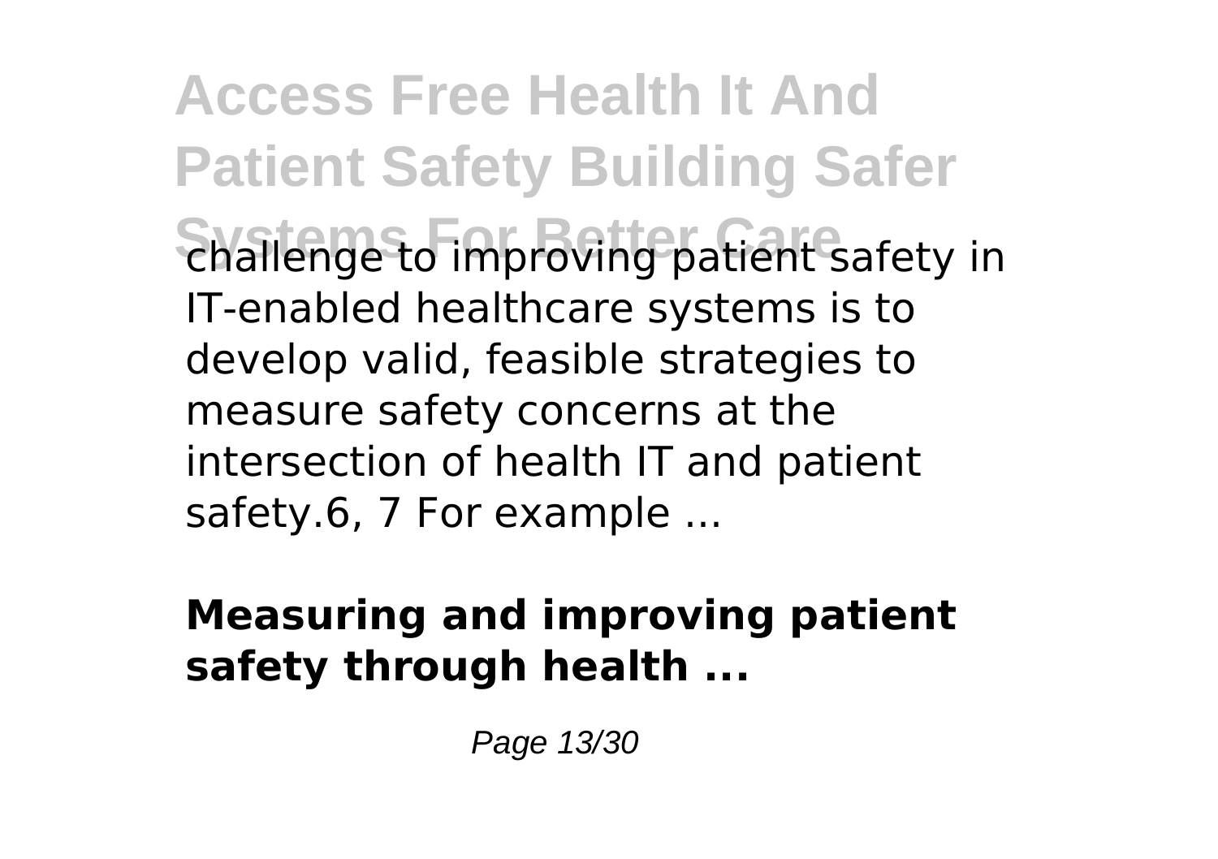challenge to improving patient safety in IT-enabled healthcare systems is to develop valid, feasible strategies to measure safety concerns at the intersection of health IT and patient safety.6, 7 For example ...

**Measuring and improving patient safety through health ...**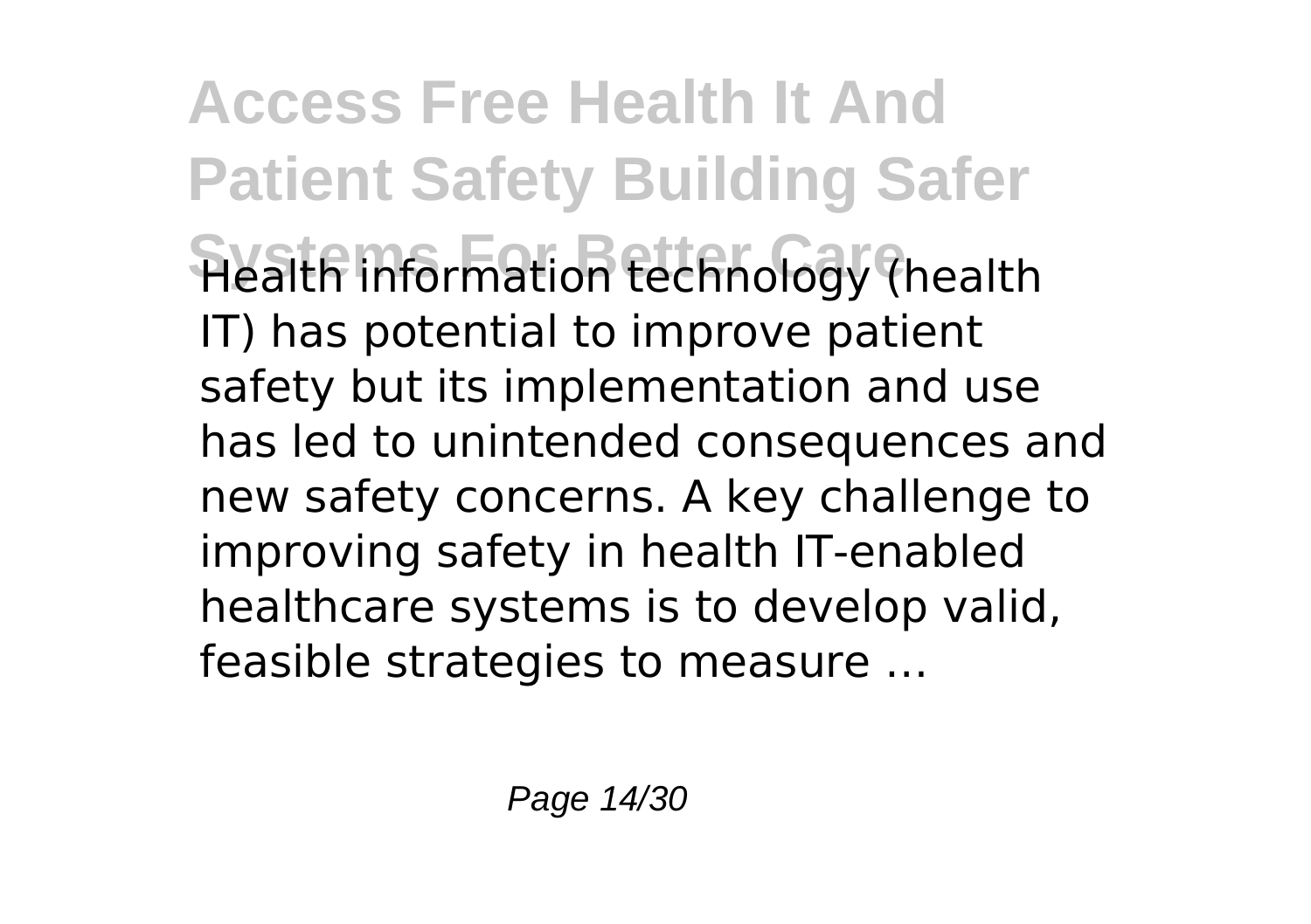Health information technology (health IT) has potential to improve patient safety but its implementation and use has led to unintended consequences and new safety concerns. A key challenge to improving safety in health IT-enabled healthcare systems is to develop valid, feasible strategies to measure ...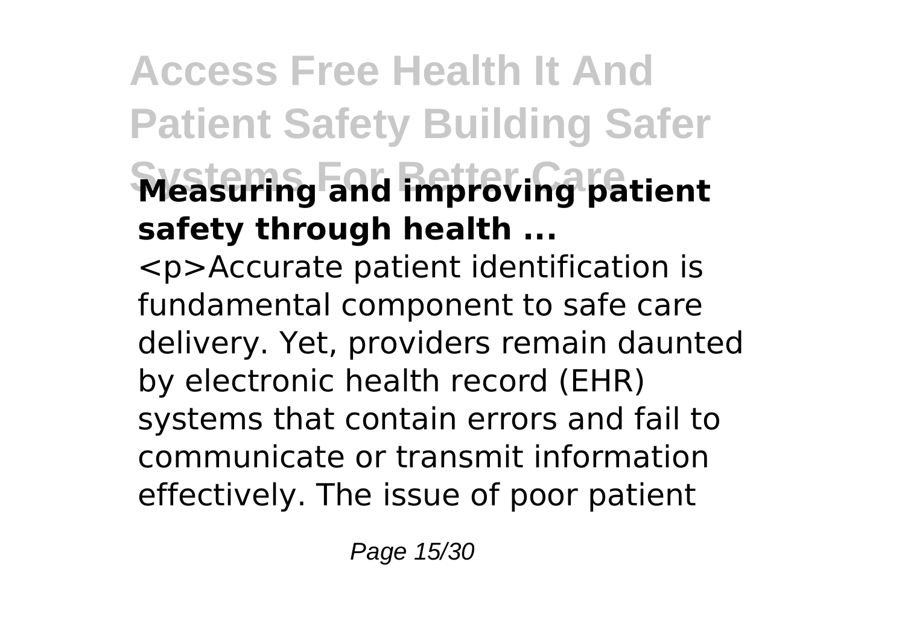### Measuring and improving patient safety through health ...

<p>Accurate patient identification is fundamental component to safe care delivery. Yet, providers remain daunted by electronic health record (EHR) systems that contain errors and fail to communicate or transmit information effectively. The issue of poor patient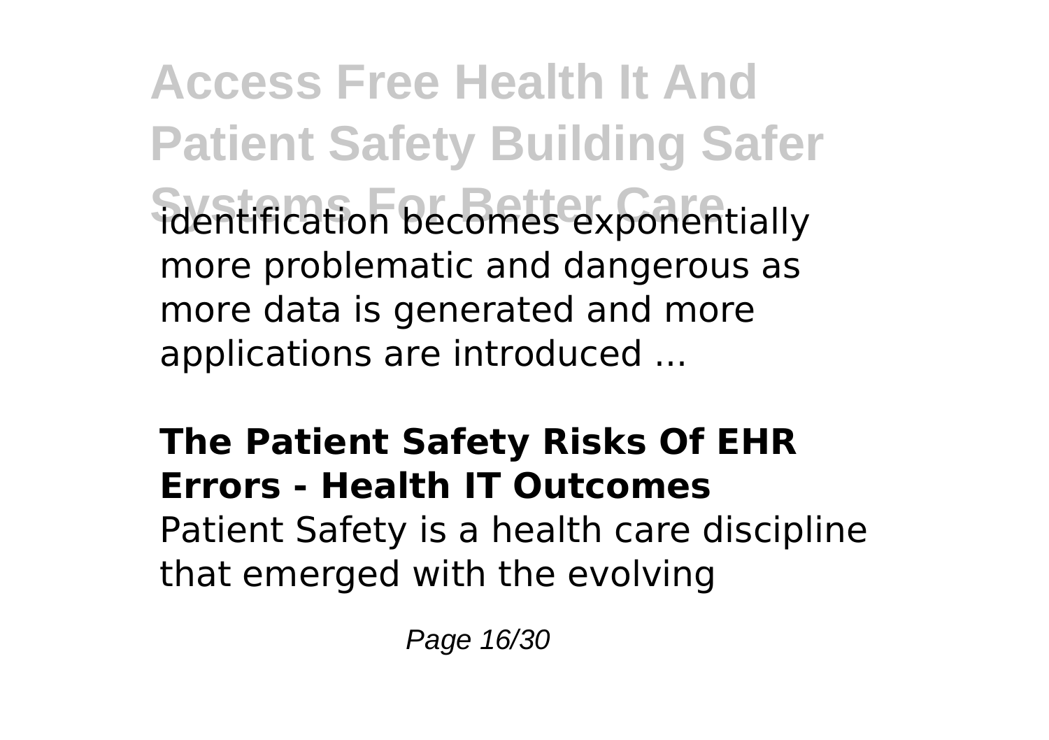identification becomes exponentially more problematic and dangerous as more data is generated and more applications are introduced ...

**The Patient Safety Risks Of EHR Errors - Health IT Outcomes**

Patient Safety is a health care discipline that emerged with the evolving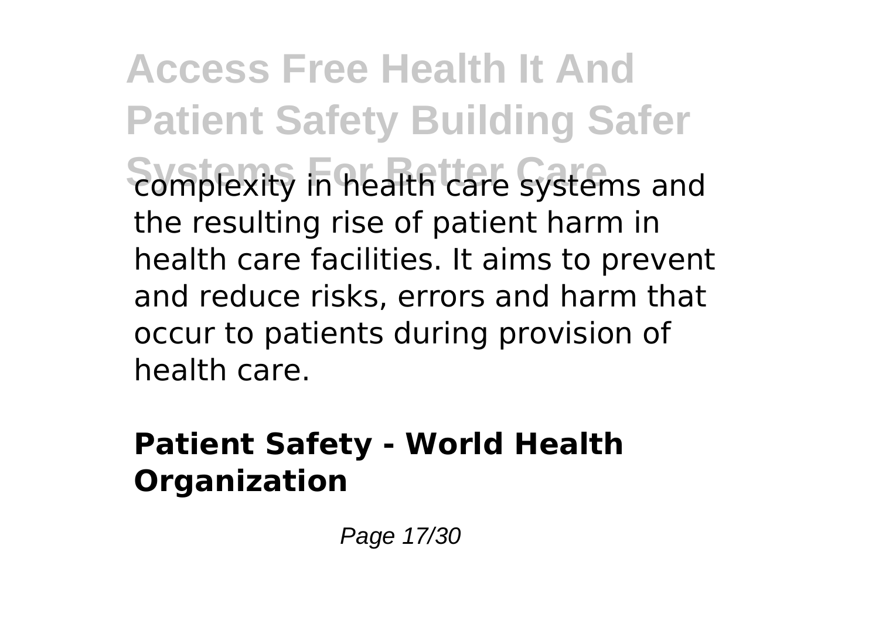complexity in health care systems and the resulting rise of patient harm in health care facilities. It aims to prevent and reduce risks, errors and harm that occur to patients during provision of health care.

**Patient Safety - World Health Organization**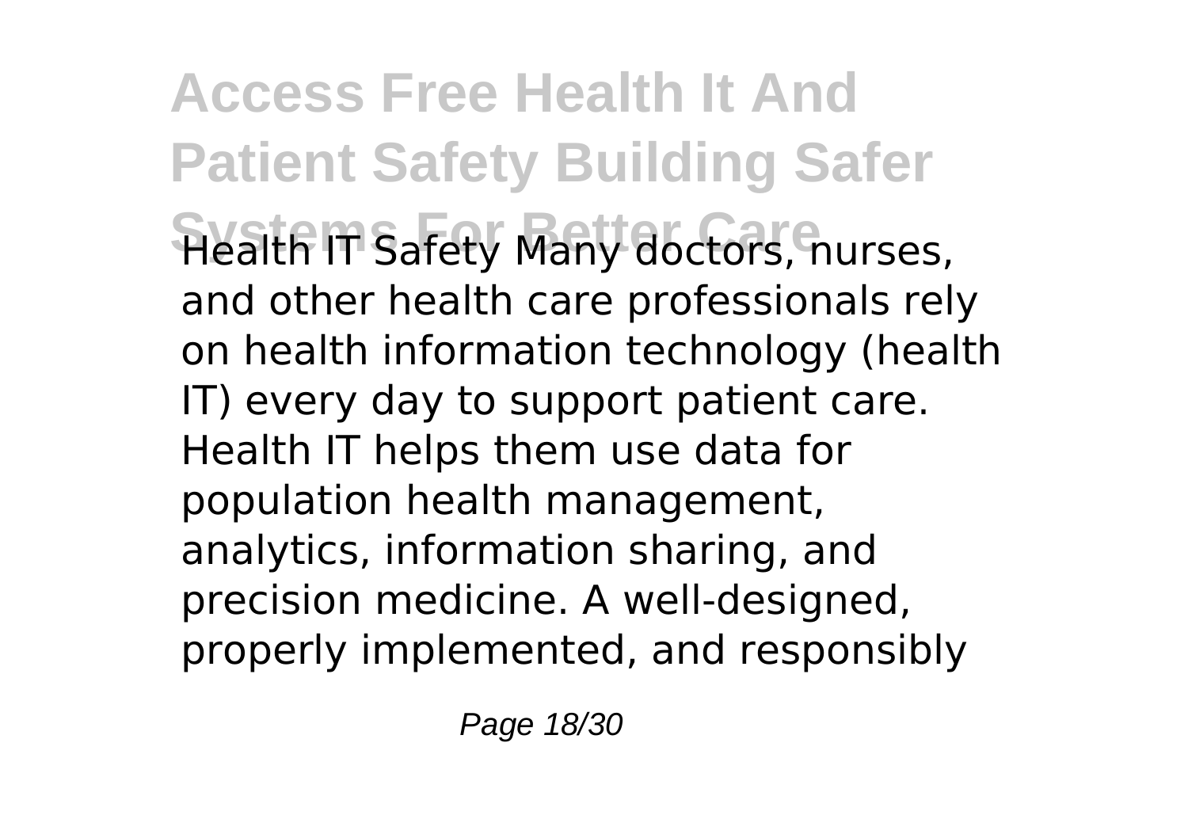Health IT Safety Many doctors, nurses, and other health care professionals rely on health information technology (health IT) every day to support patient care. Health IT helps them use data for population health management, analytics, information sharing, and precision medicine. A well-designed, properly implemented, and responsibly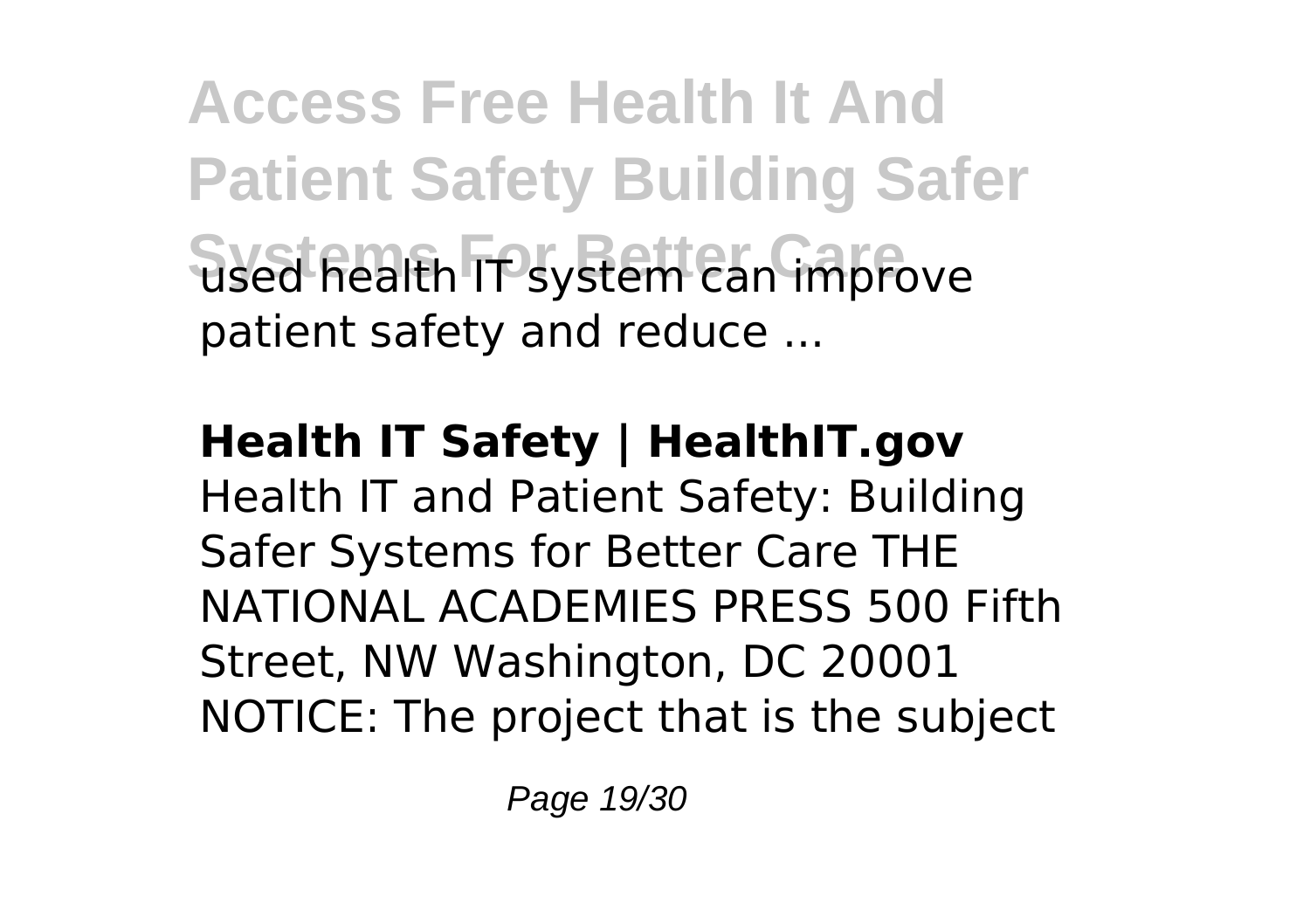used health IT system can improve patient safety and reduce ...

**Health IT Safety | HealthIT.gov**

Health IT and Patient Safety: Building Safer Systems for Better Care THE NATIONAL ACADEMIES PRESS 500 Fifth Street, NW Washington, DC 20001 NOTICE: The project that is the subject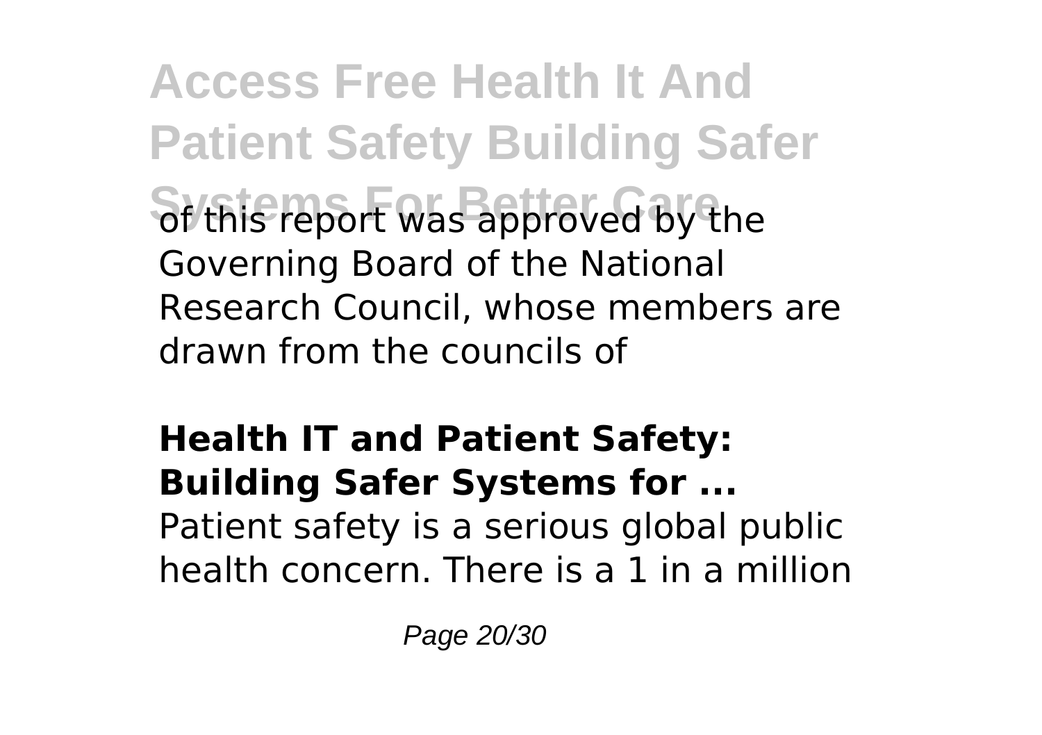of this report was approved by the Governing Board of the National Research Council, whose members are drawn from the councils of

**Health IT and Patient Safety: Building Safer Systems for ...**

Patient safety is a serious global public health concern. There is a 1 in a million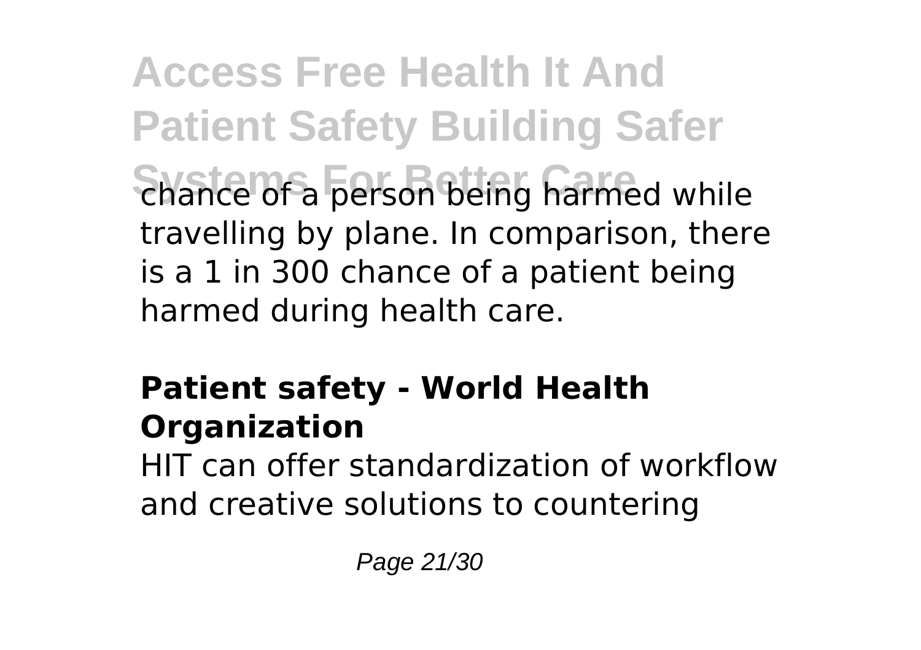chance of a person being harmed while travelling by plane. In comparison, there is a 1 in 300 chance of a patient being harmed during health care.

## Patient safety - World Health Organization

HIT can offer standardization of workflow and creative solutions to countering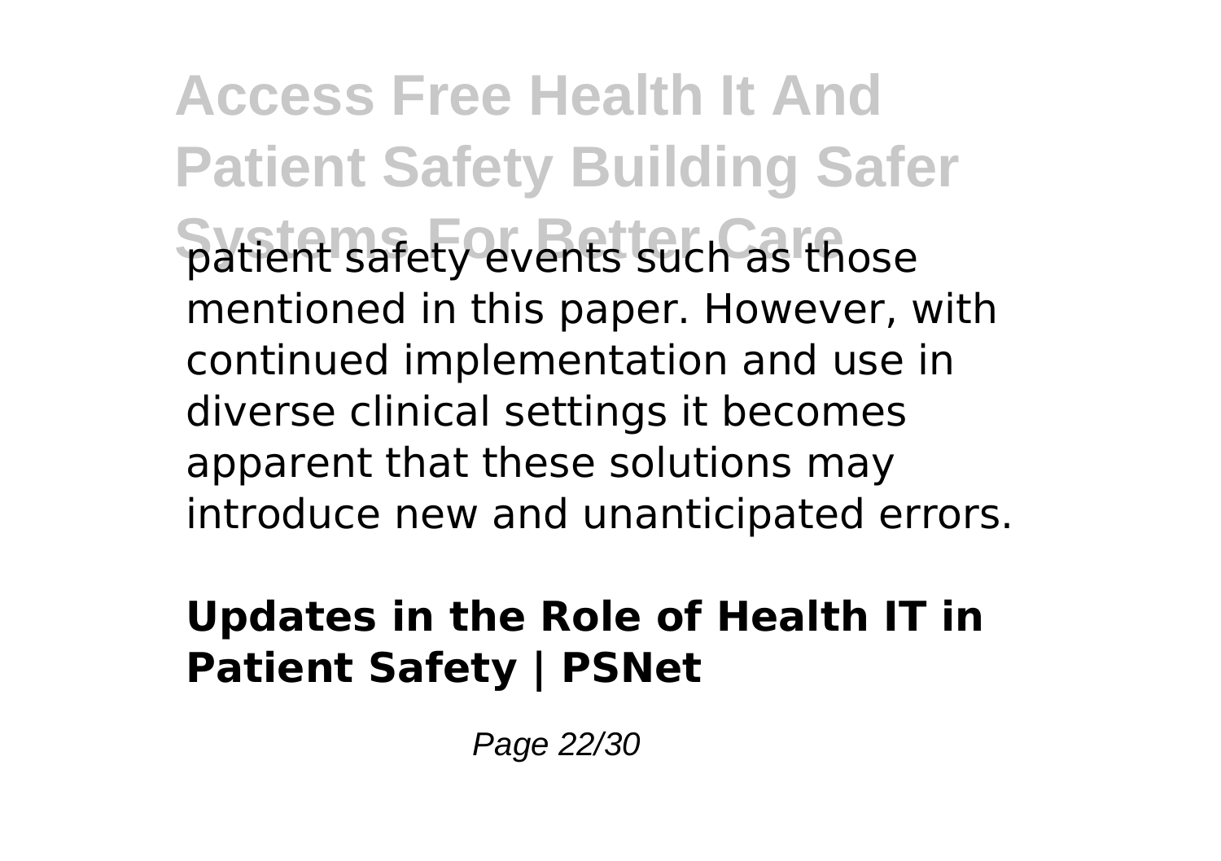patient safety events such as those mentioned in this paper. However, with continued implementation and use in diverse clinical settings it becomes apparent that these solutions may introduce new and unanticipated errors.

**Updates in the Role of Health IT in Patient Safety | PSNet**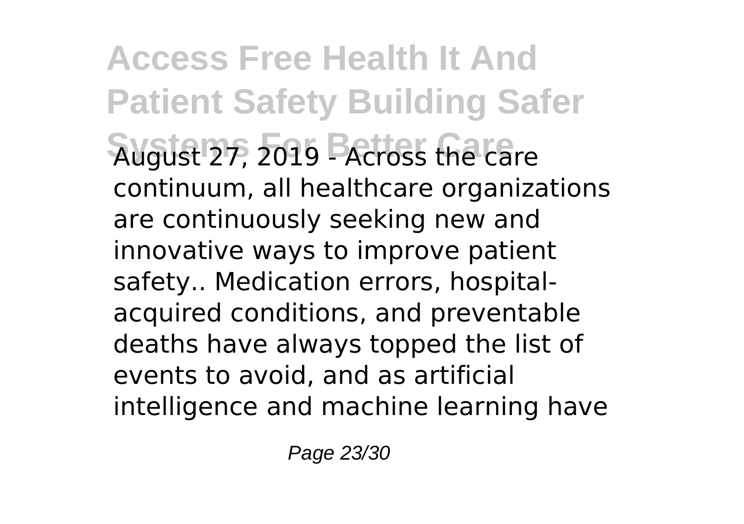August 27, 2019 - Across the care continuum, all healthcare organizations are continuously seeking new and innovative ways to improve patient safety.. Medication errors, hospital-acquired conditions, and preventable deaths have always topped the list of events to avoid, and as artificial intelligence and machine learning have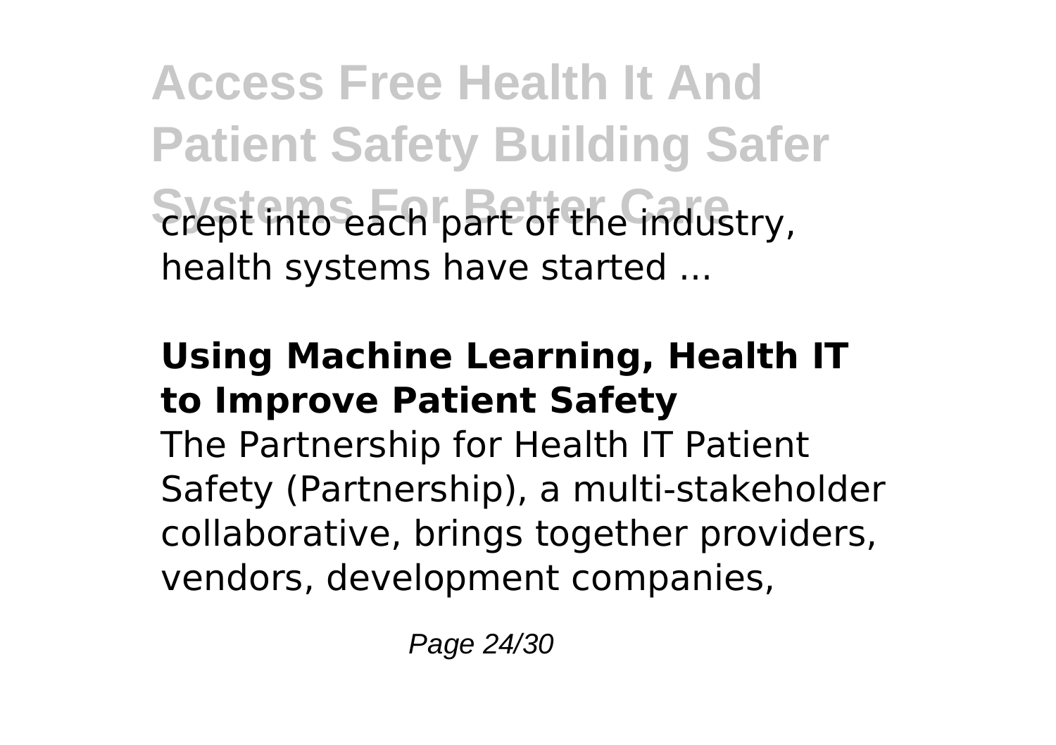crept into each part of the industry, health systems have started ...

### Using Machine Learning, Health IT to Improve Patient Safety

The Partnership for Health IT Patient Safety (Partnership), a multi-stakeholder collaborative, brings together providers, vendors, development companies,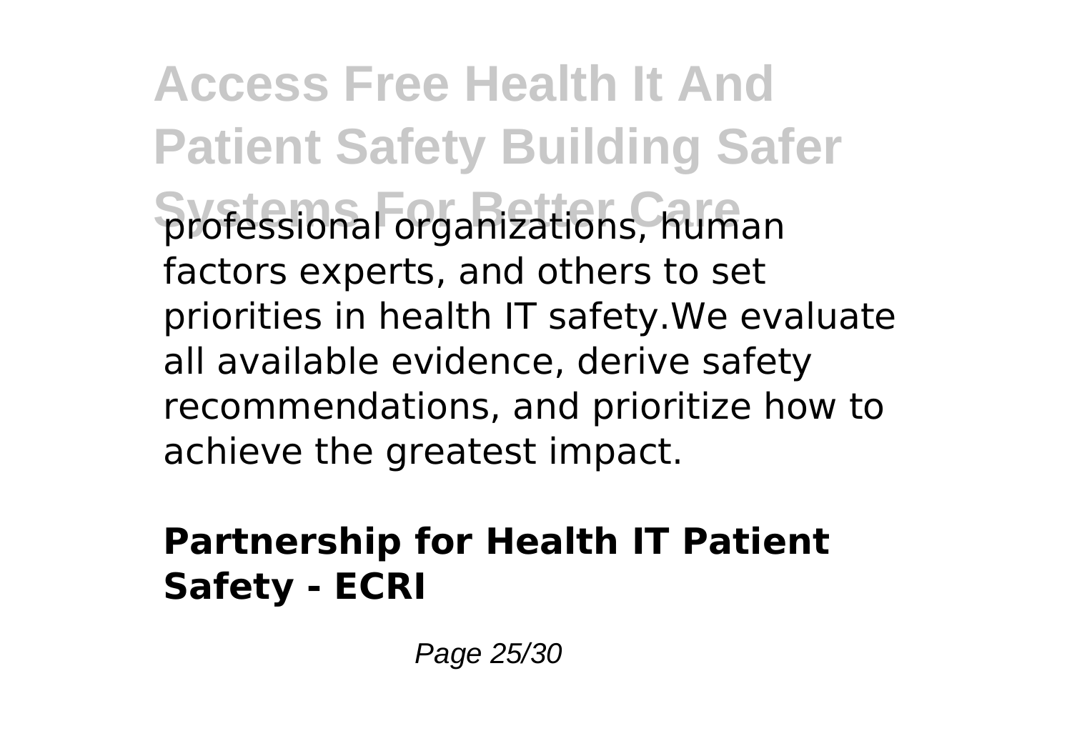professional organizations, human factors experts, and others to set priorities in health IT safety.We evaluate all available evidence, derive safety recommendations, and prioritize how to achieve the greatest impact.

**Partnership for Health IT Patient Safety - ECRI**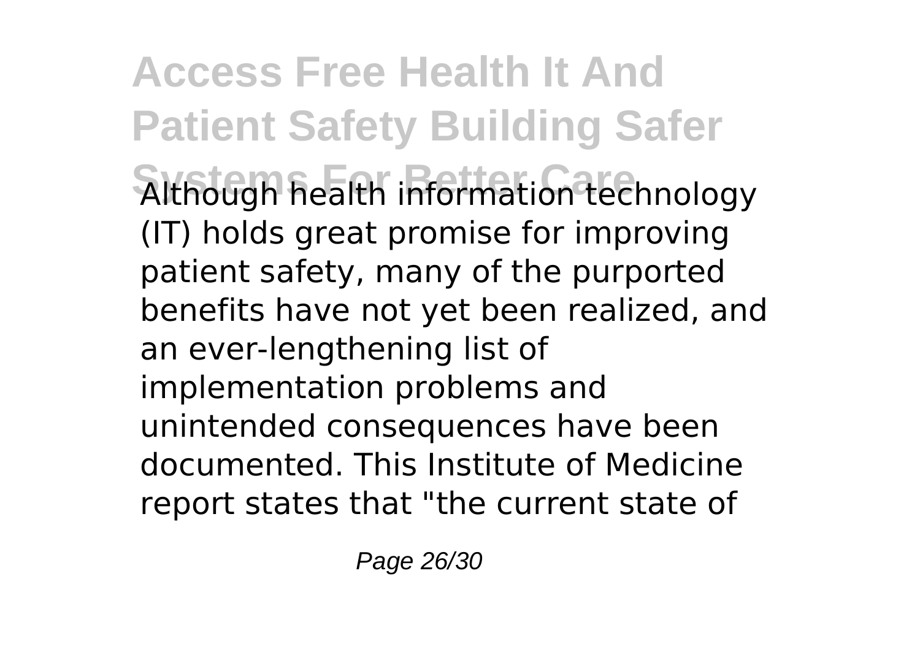Although health information technology (IT) holds great promise for improving patient safety, many of the purported benefits have not yet been realized, and an ever-lengthening list of implementation problems and unintended consequences have been documented. This Institute of Medicine report states that "the current state of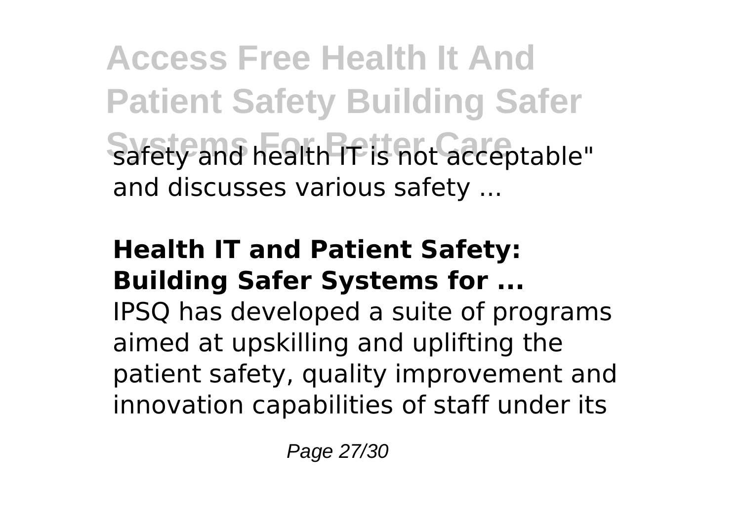safety and health IT is not acceptable" and discusses various safety ...

**Health IT and Patient Safety: Building Safer Systems for ...**

IPSQ has developed a suite of programs aimed at upskilling and uplifting the patient safety, quality improvement and innovation capabilities of staff under its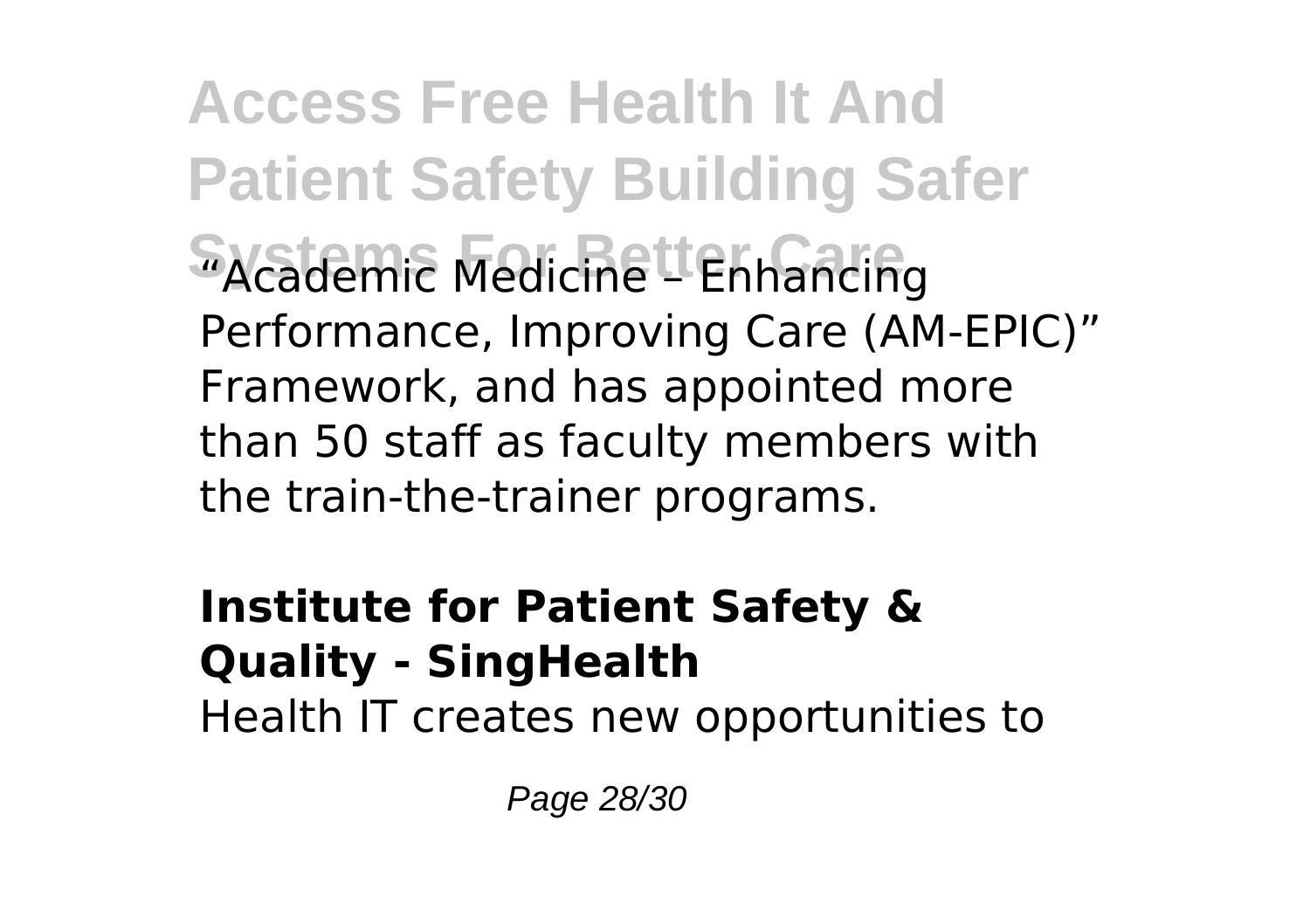"Academic Medicine – Enhancing Performance, Improving Care (AM-EPIC)" Framework, and has appointed more than 50 staff as faculty members with the train-the-trainer programs.

**Institute for Patient Safety & Quality - SingHealth**

Health IT creates new opportunities to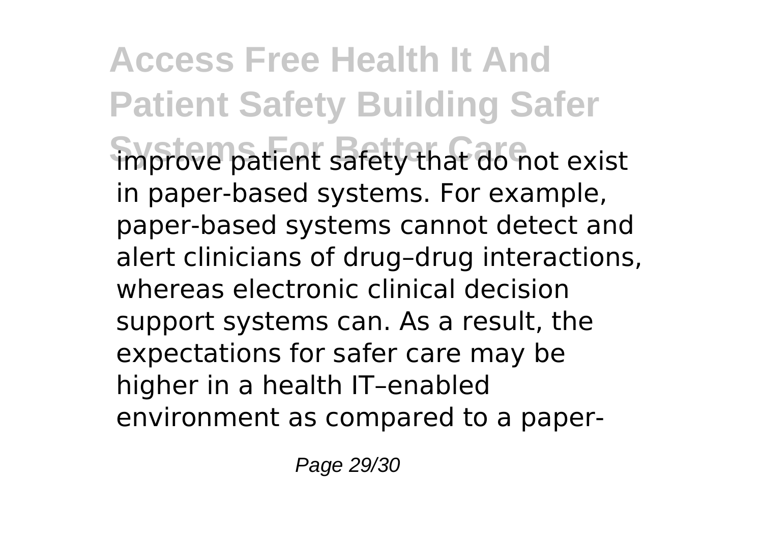improve patient safety that do not exist in paper-based systems. For example, paper-based systems cannot detect and alert clinicians of drug–drug interactions, whereas electronic clinical decision support systems can. As a result, the expectations for safer care may be higher in a health IT–enabled environment as compared to a paper-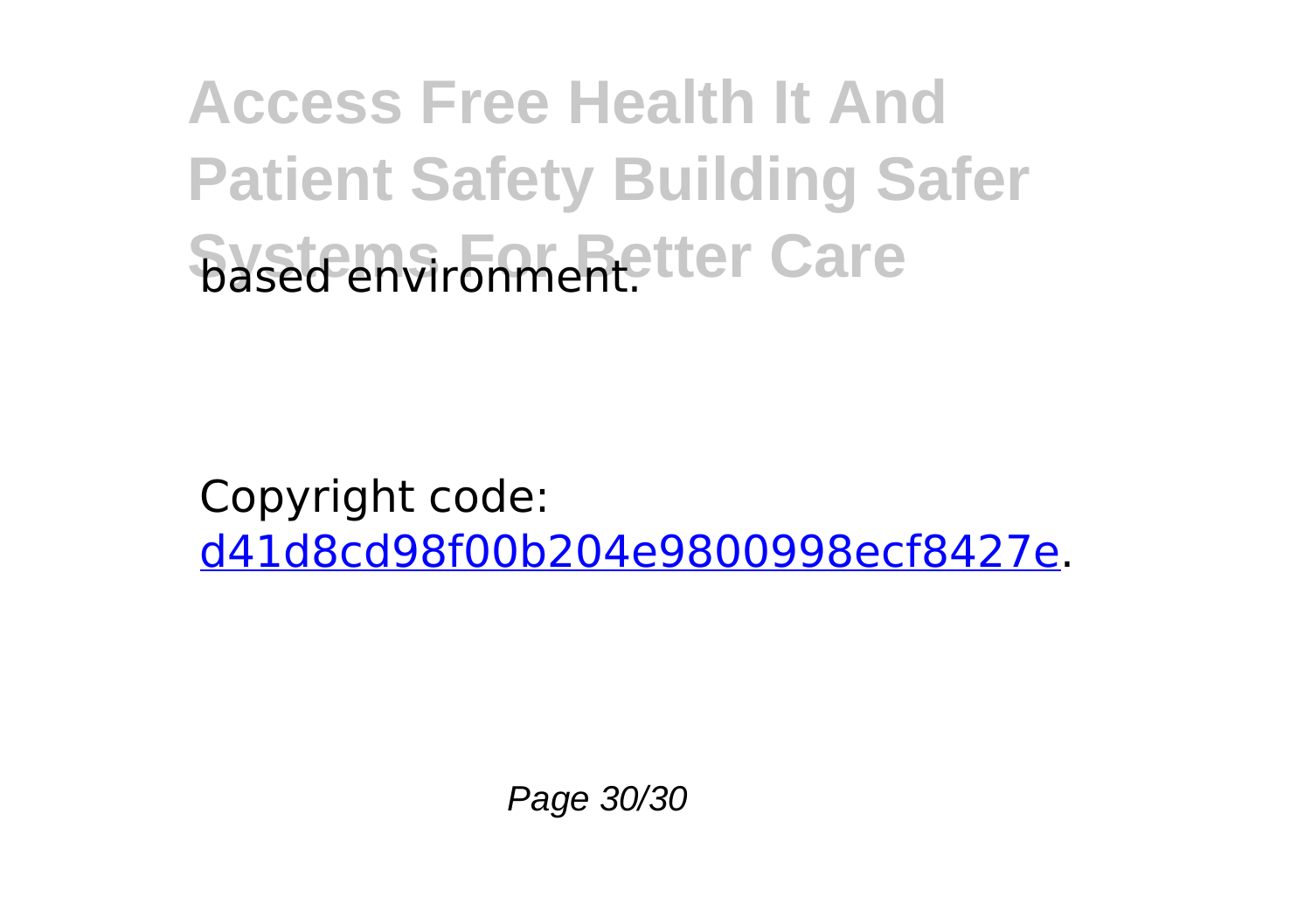based environment.

Copyright code: [d41d8cd98f00b204e9800998ecf8427e](d41d8cd98f00b204e9800998ecf8427e).